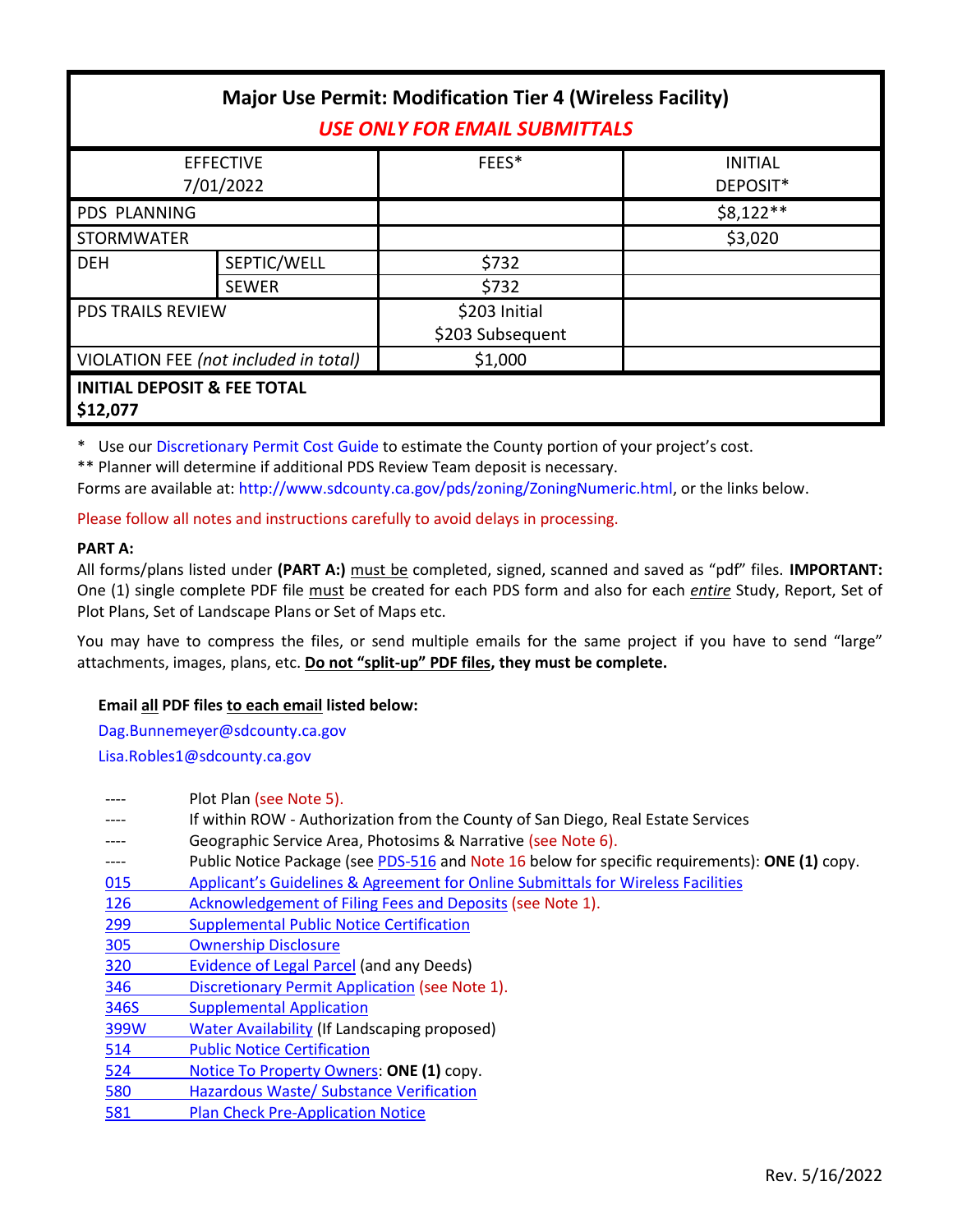# Major Use Permit: Modification Tier 4 (Wireless Facility)

***USE ONLY FOR EMAIL SUBMITTALS***

| EFFECTIVE 7/01/2022 | | FEES* | INITIAL DEPOSIT* |
|---|---|---|---|
| PDS PLANNING | | | $8,122** |
| STORMWATER | | | $3,020 |
| DEH | SEPTIC/WELL | $732 | |
| | SEWER | $732 | |
| PDS TRAILS REVIEW | | $203 Initial<br>$203 Subsequent | |
| VIOLATION FEE *(not included in total)* | | $1,000 | |
| **INITIAL DEPOSIT & FEE TOTAL $12,077** | | | |

\* Use our Discretionary Permit Cost Guide to estimate the County portion of your project's cost.

** Planner will determine if additional PDS Review Team deposit is necessary.

Forms are available at: http://www.sdcounty.ca.gov/pds/zoning/ZoningNumeric.html, or the links below.

Please follow all notes and instructions carefully to avoid delays in processing.

**PART A:**

All forms/plans listed under **(PART A:)** must be completed, signed, scanned and saved as "pdf" files. **IMPORTANT:** One (1) single complete PDF file must be created for each PDS form and also for each *entire* Study, Report, Set of Plot Plans, Set of Landscape Plans or Set of Maps etc.

You may have to compress the files, or send multiple emails for the same project if you have to send "large" attachments, images, plans, etc. **Do not "split-up" PDF files, they must be complete.**

**Email all PDF files to each email listed below:**

Dag.Bunnemeyer@sdcounty.ca.gov

Lisa.Robles1@sdcounty.ca.gov

- ---- Plot Plan (see Note 5).
- ---- If within ROW - Authorization from the County of San Diego, Real Estate Services
- ---- Geographic Service Area, Photosims & Narrative (see Note 6).
- ---- Public Notice Package (see PDS-516 and Note 16 below for specific requirements): **ONE (1)** copy.
- 015 Applicant's Guidelines & Agreement for Online Submittals for Wireless Facilities
- 126 Acknowledgement of Filing Fees and Deposits (see Note 1).
- 299 Supplemental Public Notice Certification
- 305 Ownership Disclosure
- 320 Evidence of Legal Parcel (and any Deeds)
- 346 Discretionary Permit Application (see Note 1).
- 346S Supplemental Application
- 399W Water Availability (If Landscaping proposed)
- 514 Public Notice Certification
- 524 Notice To Property Owners: **ONE (1)** copy.
- 580 Hazardous Waste/ Substance Verification
- 581 Plan Check Pre-Application Notice

Rev. 5/16/2022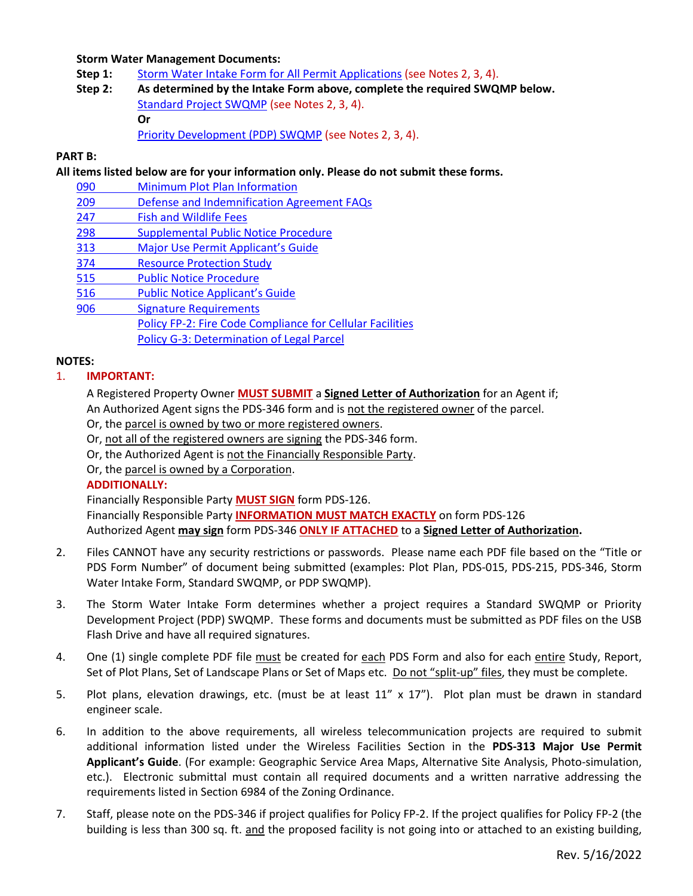**Storm Water Management Documents:**

**Step 1:** Storm Water Intake Form for All Permit Applications (see Notes 2, 3, 4).

**Step 2:** **As determined by the Intake Form above, complete the required SWQMP below.**
Standard Project SWQMP (see Notes 2, 3, 4).
**Or**
Priority Development (PDP) SWQMP (see Notes 2, 3, 4).

**PART B:**

**All items listed below are for your information only. Please do not submit these forms.**

- 090 Minimum Plot Plan Information
- 209 Defense and Indemnification Agreement FAQs
- 247 Fish and Wildlife Fees
- 298 Supplemental Public Notice Procedure
- 313 Major Use Permit Applicant's Guide
- 374 Resource Protection Study
- 515 Public Notice Procedure
- 516 Public Notice Applicant's Guide
- 906 Signature Requirements
- Policy FP-2: Fire Code Compliance for Cellular Facilities
- Policy G-3: Determination of Legal Parcel

**NOTES:**

1. **IMPORTANT:**

   A Registered Property Owner **MUST SUBMIT** a **Signed Letter of Authorization** for an Agent if;
   An Authorized Agent signs the PDS-346 form and is not the registered owner of the parcel.
   Or, the parcel is owned by two or more registered owners.
   Or, not all of the registered owners are signing the PDS-346 form.
   Or, the Authorized Agent is not the Financially Responsible Party.
   Or, the parcel is owned by a Corporation.

   **ADDITIONALLY:**

   Financially Responsible Party **MUST SIGN** form PDS-126.
   Financially Responsible Party **INFORMATION MUST MATCH EXACTLY** on form PDS-126
   Authorized Agent **may sign** form PDS-346 **ONLY IF ATTACHED** to a **Signed Letter of Authorization.**

2. Files CANNOT have any security restrictions or passwords. Please name each PDF file based on the "Title or PDS Form Number" of document being submitted (examples: Plot Plan, PDS-015, PDS-215, PDS-346, Storm Water Intake Form, Standard SWQMP, or PDP SWQMP).

3. The Storm Water Intake Form determines whether a project requires a Standard SWQMP or Priority Development Project (PDP) SWQMP. These forms and documents must be submitted as PDF files on the USB Flash Drive and have all required signatures.

4. One (1) single complete PDF file must be created for each PDS Form and also for each entire Study, Report, Set of Plot Plans, Set of Landscape Plans or Set of Maps etc. Do not "split-up" files, they must be complete.

5. Plot plans, elevation drawings, etc. (must be at least 11" x 17"). Plot plan must be drawn in standard engineer scale.

6. In addition to the above requirements, all wireless telecommunication projects are required to submit additional information listed under the Wireless Facilities Section in the **PDS-313 Major Use Permit Applicant's Guide**. (For example: Geographic Service Area Maps, Alternative Site Analysis, Photo-simulation, etc.). Electronic submittal must contain all required documents and a written narrative addressing the requirements listed in Section 6984 of the Zoning Ordinance.

7. Staff, please note on the PDS-346 if project qualifies for Policy FP-2. If the project qualifies for Policy FP-2 (the building is less than 300 sq. ft. and the proposed facility is not going into or attached to an existing building,

Rev. 5/16/2022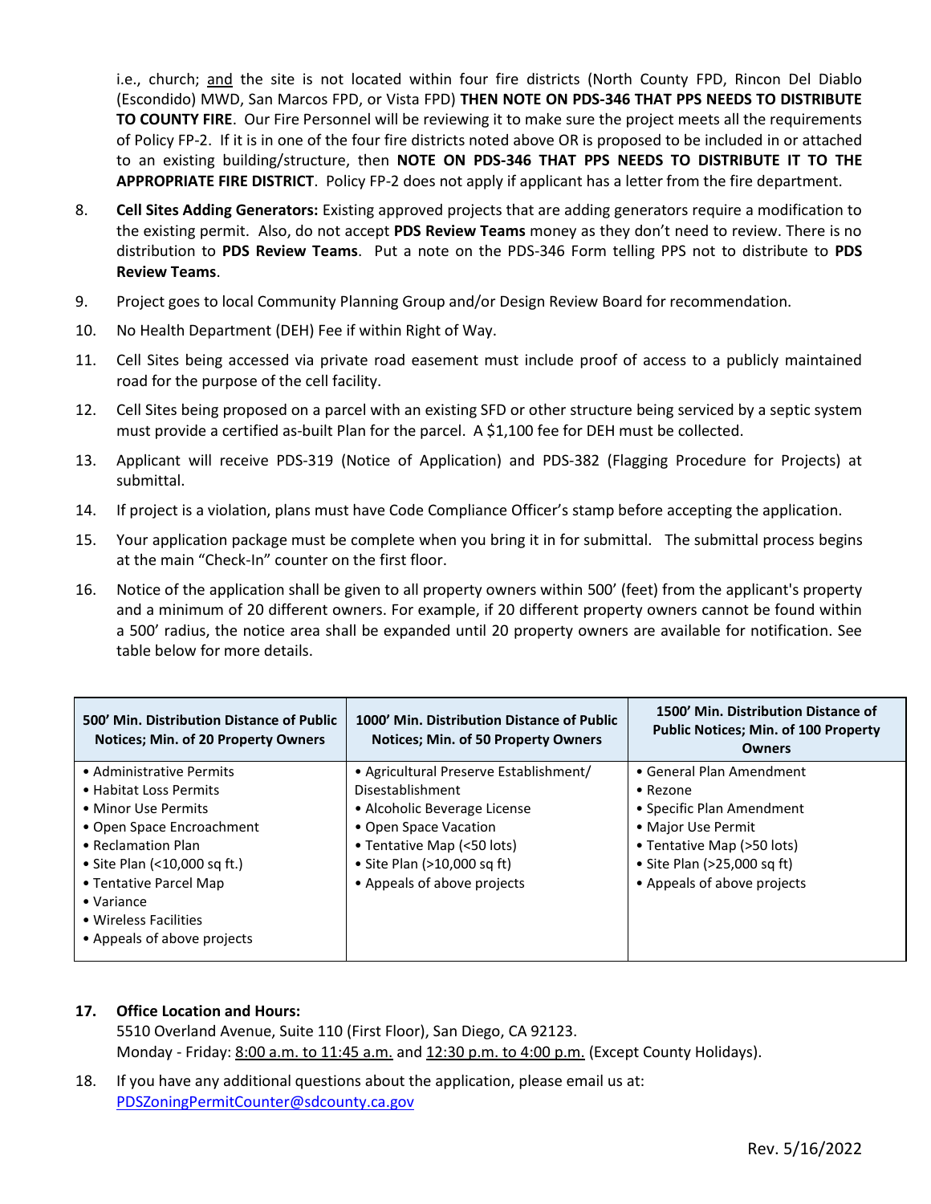i.e., church; and the site is not located within four fire districts (North County FPD, Rincon Del Diablo (Escondido) MWD, San Marcos FPD, or Vista FPD) **THEN NOTE ON PDS-346 THAT PPS NEEDS TO DISTRIBUTE TO COUNTY FIRE**. Our Fire Personnel will be reviewing it to make sure the project meets all the requirements of Policy FP-2. If it is in one of the four fire districts noted above OR is proposed to be included in or attached to an existing building/structure, then **NOTE ON PDS-346 THAT PPS NEEDS TO DISTRIBUTE IT TO THE APPROPRIATE FIRE DISTRICT**. Policy FP-2 does not apply if applicant has a letter from the fire department.

8. **Cell Sites Adding Generators:** Existing approved projects that are adding generators require a modification to the existing permit. Also, do not accept **PDS Review Teams** money as they don't need to review. There is no distribution to **PDS Review Teams**. Put a note on the PDS-346 Form telling PPS not to distribute to **PDS Review Teams**.
9. Project goes to local Community Planning Group and/or Design Review Board for recommendation.
10. No Health Department (DEH) Fee if within Right of Way.
11. Cell Sites being accessed via private road easement must include proof of access to a publicly maintained road for the purpose of the cell facility.
12. Cell Sites being proposed on a parcel with an existing SFD or other structure being serviced by a septic system must provide a certified as-built Plan for the parcel. A $1,100 fee for DEH must be collected.
13. Applicant will receive PDS-319 (Notice of Application) and PDS-382 (Flagging Procedure for Projects) at submittal.
14. If project is a violation, plans must have Code Compliance Officer's stamp before accepting the application.
15. Your application package must be complete when you bring it in for submittal. The submittal process begins at the main "Check-In" counter on the first floor.
16. Notice of the application shall be given to all property owners within 500' (feet) from the applicant's property and a minimum of 20 different owners. For example, if 20 different property owners cannot be found within a 500' radius, the notice area shall be expanded until 20 property owners are available for notification. See table below for more details.

| 500' Min. Distribution Distance of Public Notices; Min. of 20 Property Owners | 1000' Min. Distribution Distance of Public Notices; Min. of 50 Property Owners | 1500' Min. Distribution Distance of Public Notices; Min. of 100 Property Owners |
|---|---|---|
| • Administrative Permits<br>• Habitat Loss Permits<br>• Minor Use Permits<br>• Open Space Encroachment<br>• Reclamation Plan<br>• Site Plan (<10,000 sq ft.)<br>• Tentative Parcel Map<br>• Variance<br>• Wireless Facilities<br>• Appeals of above projects | • Agricultural Preserve Establishment/ Disestablishment<br>• Alcoholic Beverage License<br>• Open Space Vacation<br>• Tentative Map (<50 lots)<br>• Site Plan (>10,000 sq ft)<br>• Appeals of above projects | • General Plan Amendment<br>• Rezone<br>• Specific Plan Amendment<br>• Major Use Permit<br>• Tentative Map (>50 lots)<br>• Site Plan (>25,000 sq ft)<br>• Appeals of above projects |

17. **Office Location and Hours:**
    5510 Overland Avenue, Suite 110 (First Floor), San Diego, CA 92123.
    Monday - Friday: 8:00 a.m. to 11:45 a.m. and 12:30 p.m. to 4:00 p.m. (Except County Holidays).
18. If you have any additional questions about the application, please email us at: PDSZoningPermitCounter@sdcounty.ca.gov

Rev. 5/16/2022